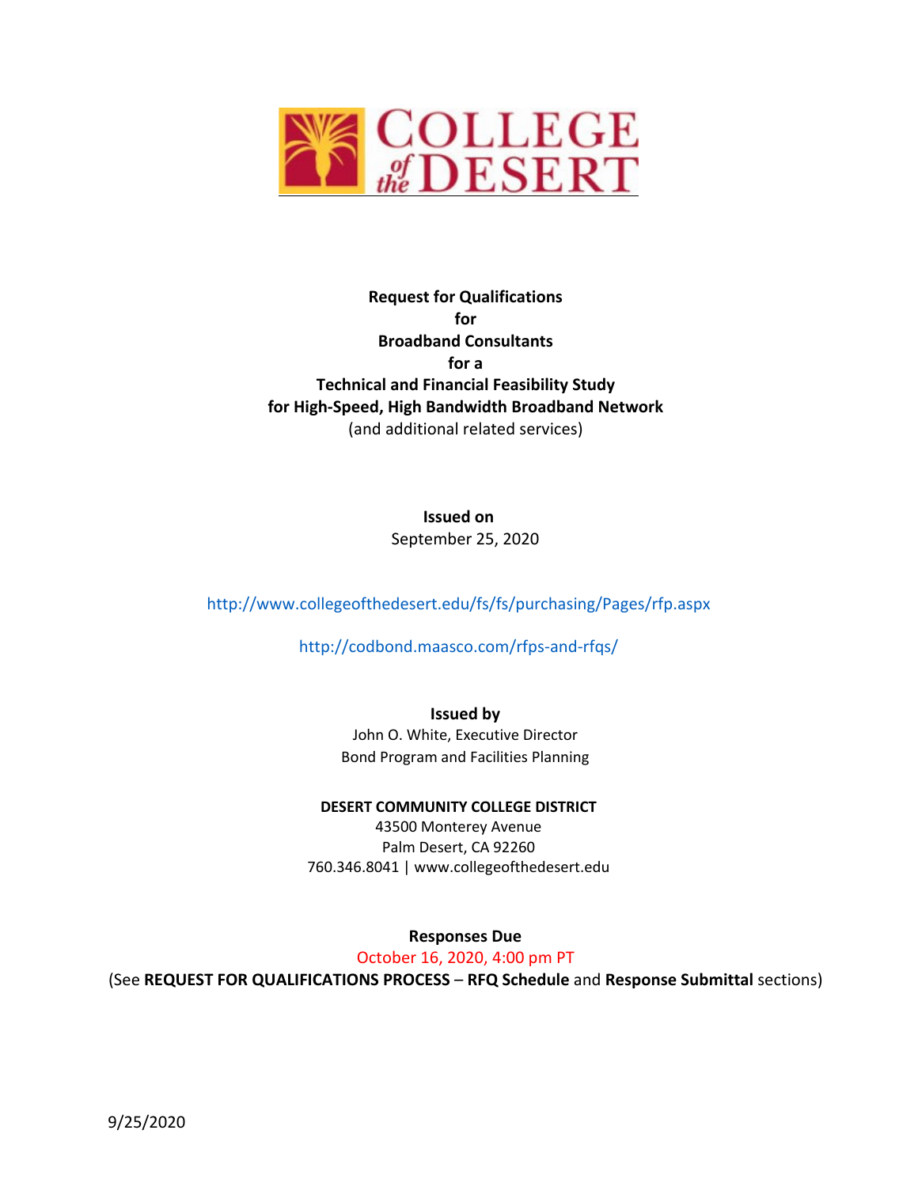**COLLEGE of the DESERT**

# Request for Qualifications for Broadband Consultants for a Technical and Financial Feasibility Study for High-Speed, High Bandwidth Broadband Network

(and additional related services)

**Issued on**
September 25, 2020

http://www.collegeofthedesert.edu/fs/fs/purchasing/Pages/rfp.aspx

http://codbond.maasco.com/rfps-and-rfqs/

**Issued by**
John O. White, Executive Director
Bond Program and Facilities Planning

**DESERT COMMUNITY COLLEGE DISTRICT**
43500 Monterey Avenue
Palm Desert, CA 92260
760.346.8041 | www.collegeofthedesert.edu

**Responses Due**
October 16, 2020, 4:00 pm PT
(See **REQUEST FOR QUALIFICATIONS PROCESS** – **RFQ Schedule** and **Response Submittal** sections)

9/25/2020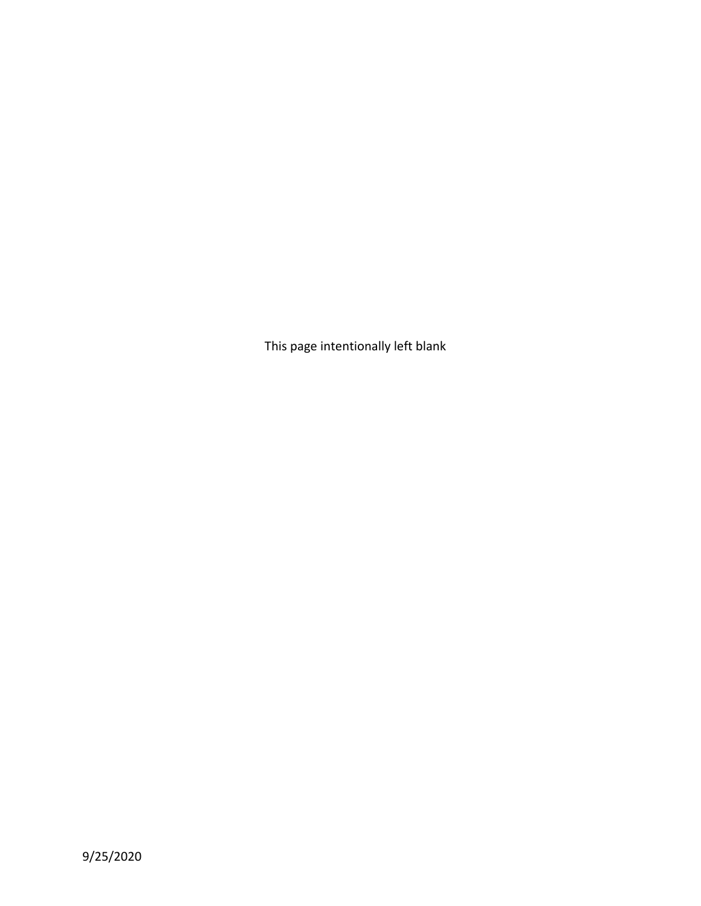This page intentionally left blank

9/25/2020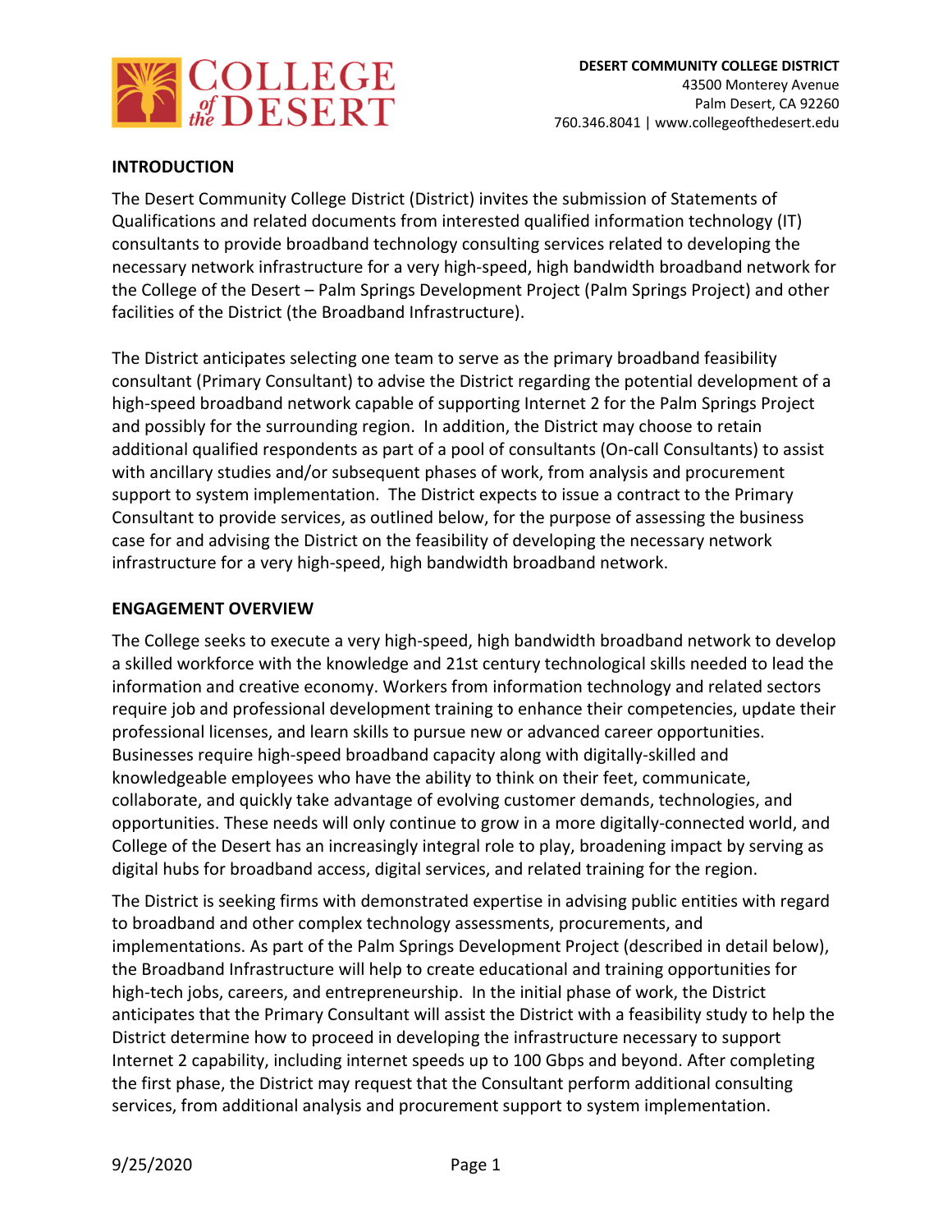## INTRODUCTION

The Desert Community College District (District) invites the submission of Statements of Qualifications and related documents from interested qualified information technology (IT) consultants to provide broadband technology consulting services related to developing the necessary network infrastructure for a very high-speed, high bandwidth broadband network for the College of the Desert – Palm Springs Development Project (Palm Springs Project) and other facilities of the District (the Broadband Infrastructure).

The District anticipates selecting one team to serve as the primary broadband feasibility consultant (Primary Consultant) to advise the District regarding the potential development of a high-speed broadband network capable of supporting Internet 2 for the Palm Springs Project and possibly for the surrounding region. In addition, the District may choose to retain additional qualified respondents as part of a pool of consultants (On-call Consultants) to assist with ancillary studies and/or subsequent phases of work, from analysis and procurement support to system implementation. The District expects to issue a contract to the Primary Consultant to provide services, as outlined below, for the purpose of assessing the business case for and advising the District on the feasibility of developing the necessary network infrastructure for a very high-speed, high bandwidth broadband network.

## ENGAGEMENT OVERVIEW

The College seeks to execute a very high-speed, high bandwidth broadband network to develop a skilled workforce with the knowledge and 21st century technological skills needed to lead the information and creative economy. Workers from information technology and related sectors require job and professional development training to enhance their competencies, update their professional licenses, and learn skills to pursue new or advanced career opportunities. Businesses require high-speed broadband capacity along with digitally-skilled and knowledgeable employees who have the ability to think on their feet, communicate, collaborate, and quickly take advantage of evolving customer demands, technologies, and opportunities. These needs will only continue to grow in a more digitally-connected world, and College of the Desert has an increasingly integral role to play, broadening impact by serving as digital hubs for broadband access, digital services, and related training for the region.

The District is seeking firms with demonstrated expertise in advising public entities with regard to broadband and other complex technology assessments, procurements, and implementations. As part of the Palm Springs Development Project (described in detail below), the Broadband Infrastructure will help to create educational and training opportunities for high-tech jobs, careers, and entrepreneurship. In the initial phase of work, the District anticipates that the Primary Consultant will assist the District with a feasibility study to help the District determine how to proceed in developing the infrastructure necessary to support Internet 2 capability, including internet speeds up to 100 Gbps and beyond. After completing the first phase, the District may request that the Consultant perform additional consulting services, from additional analysis and procurement support to system implementation.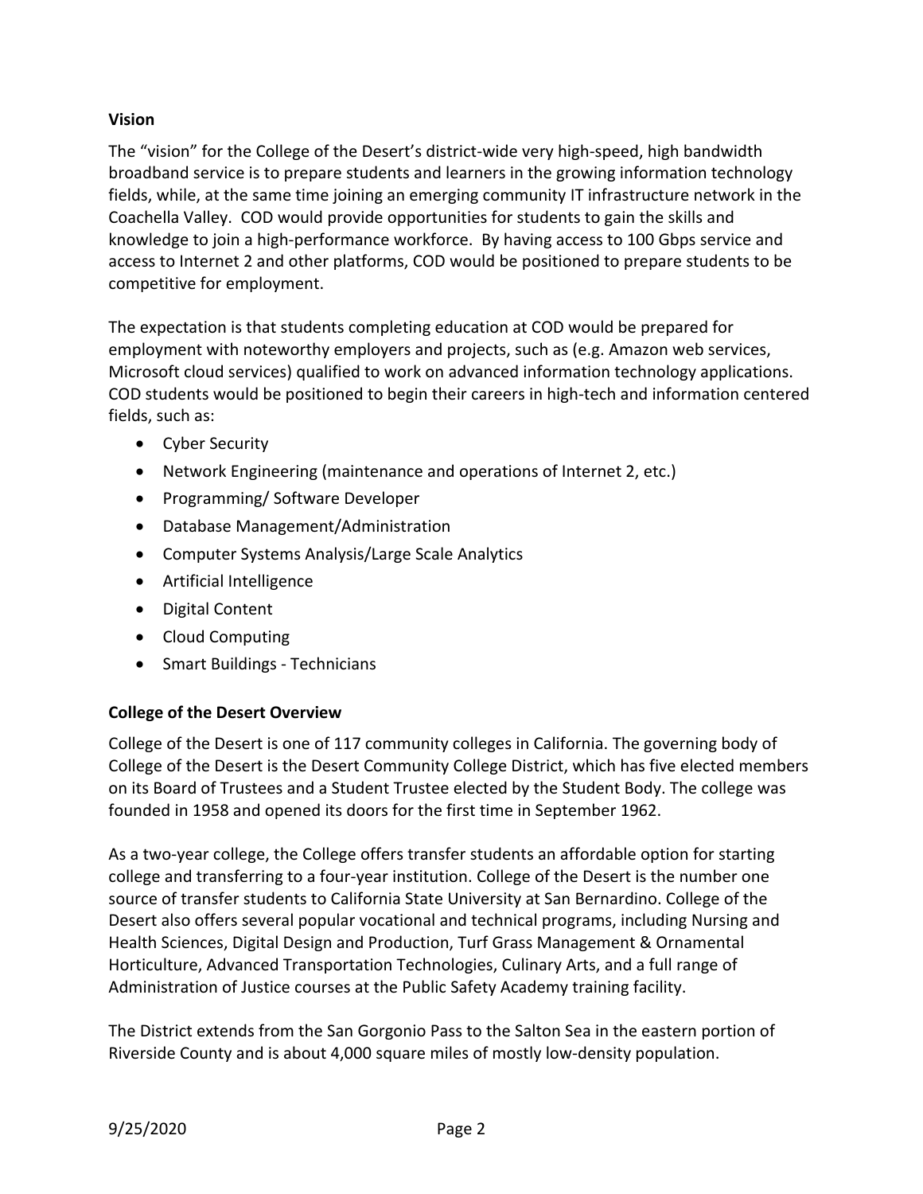**Vision**

The "vision" for the College of the Desert's district-wide very high-speed, high bandwidth broadband service is to prepare students and learners in the growing information technology fields, while, at the same time joining an emerging community IT infrastructure network in the Coachella Valley. COD would provide opportunities for students to gain the skills and knowledge to join a high-performance workforce. By having access to 100 Gbps service and access to Internet 2 and other platforms, COD would be positioned to prepare students to be competitive for employment.

The expectation is that students completing education at COD would be prepared for employment with noteworthy employers and projects, such as (e.g. Amazon web services, Microsoft cloud services) qualified to work on advanced information technology applications. COD students would be positioned to begin their careers in high-tech and information centered fields, such as:

- Cyber Security
- Network Engineering (maintenance and operations of Internet 2, etc.)
- Programming/ Software Developer
- Database Management/Administration
- Computer Systems Analysis/Large Scale Analytics
- Artificial Intelligence
- Digital Content
- Cloud Computing
- Smart Buildings - Technicians

**College of the Desert Overview**

College of the Desert is one of 117 community colleges in California. The governing body of College of the Desert is the Desert Community College District, which has five elected members on its Board of Trustees and a Student Trustee elected by the Student Body. The college was founded in 1958 and opened its doors for the first time in September 1962.

As a two-year college, the College offers transfer students an affordable option for starting college and transferring to a four-year institution. College of the Desert is the number one source of transfer students to California State University at San Bernardino. College of the Desert also offers several popular vocational and technical programs, including Nursing and Health Sciences, Digital Design and Production, Turf Grass Management & Ornamental Horticulture, Advanced Transportation Technologies, Culinary Arts, and a full range of Administration of Justice courses at the Public Safety Academy training facility.

The District extends from the San Gorgonio Pass to the Salton Sea in the eastern portion of Riverside County and is about 4,000 square miles of mostly low-density population.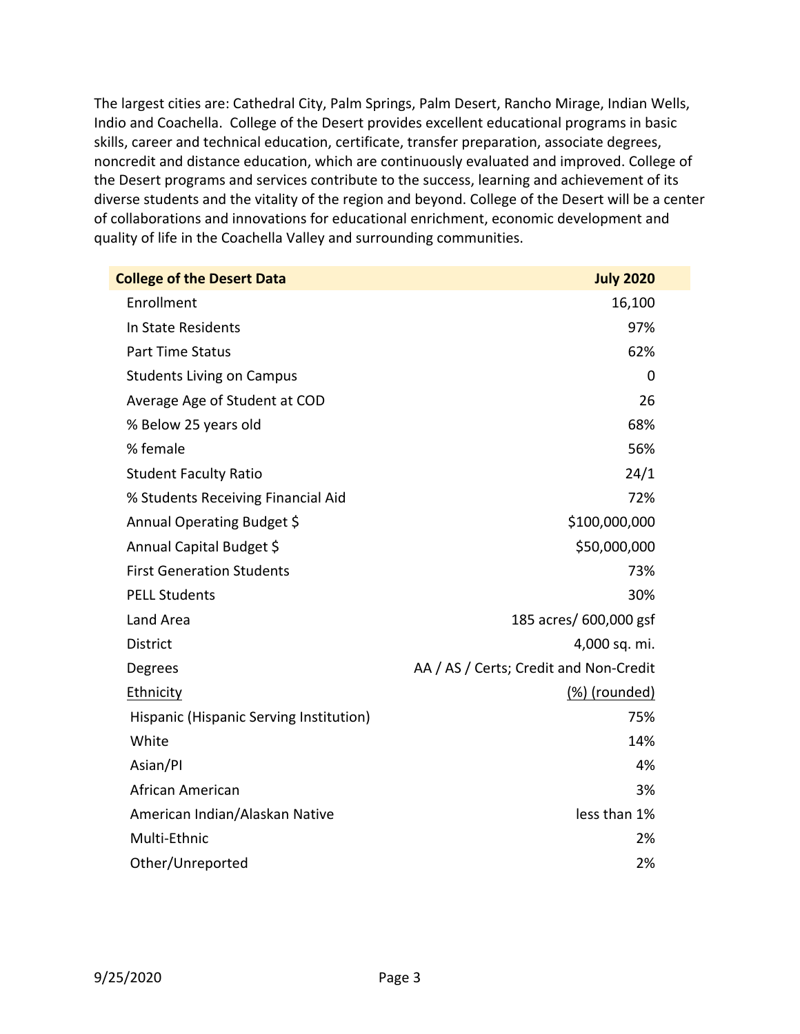The largest cities are: Cathedral City, Palm Springs, Palm Desert, Rancho Mirage, Indian Wells, Indio and Coachella. College of the Desert provides excellent educational programs in basic skills, career and technical education, certificate, transfer preparation, associate degrees, noncredit and distance education, which are continuously evaluated and improved. College of the Desert programs and services contribute to the success, learning and achievement of its diverse students and the vitality of the region and beyond. College of the Desert will be a center of collaborations and innovations for educational enrichment, economic development and quality of life in the Coachella Valley and surrounding communities.

| **College of the Desert Data** | **July 2020** |
|---|---|
| Enrollment | 16,100 |
| In State Residents | 97% |
| Part Time Status | 62% |
| Students Living on Campus | 0 |
| Average Age of Student at COD | 26 |
| % Below 25 years old | 68% |
| % female | 56% |
| Student Faculty Ratio | 24/1 |
| % Students Receiving Financial Aid | 72% |
| Annual Operating Budget $ | $100,000,000 |
| Annual Capital Budget $ | $50,000,000 |
| First Generation Students | 73% |
| PELL Students | 30% |
| Land Area | 185 acres/ 600,000 gsf |
| District | 4,000 sq. mi. |
| Degrees | AA / AS / Certs; Credit and Non-Credit |
| Ethnicity | (%) (rounded) |
| Hispanic (Hispanic Serving Institution) | 75% |
| White | 14% |
| Asian/PI | 4% |
| African American | 3% |
| American Indian/Alaskan Native | less than 1% |
| Multi-Ethnic | 2% |
| Other/Unreported | 2% |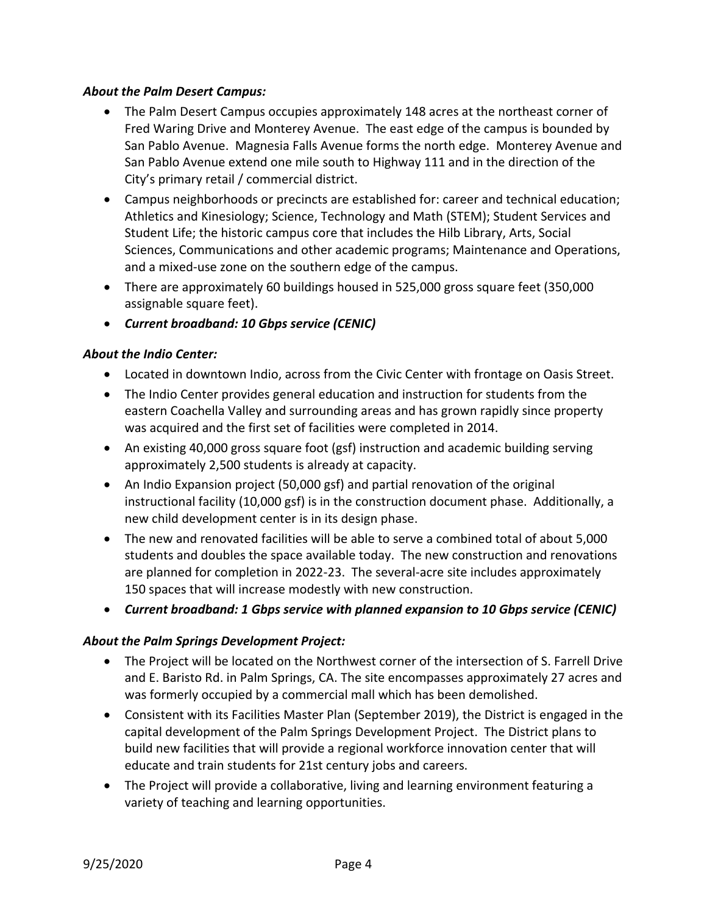***About the Palm Desert Campus:***

- The Palm Desert Campus occupies approximately 148 acres at the northeast corner of Fred Waring Drive and Monterey Avenue. The east edge of the campus is bounded by San Pablo Avenue. Magnesia Falls Avenue forms the north edge. Monterey Avenue and San Pablo Avenue extend one mile south to Highway 111 and in the direction of the City's primary retail / commercial district.
- Campus neighborhoods or precincts are established for: career and technical education; Athletics and Kinesiology; Science, Technology and Math (STEM); Student Services and Student Life; the historic campus core that includes the Hilb Library, Arts, Social Sciences, Communications and other academic programs; Maintenance and Operations, and a mixed-use zone on the southern edge of the campus.
- There are approximately 60 buildings housed in 525,000 gross square feet (350,000 assignable square feet).
- ***Current broadband: 10 Gbps service (CENIC)***

***About the Indio Center:***

- Located in downtown Indio, across from the Civic Center with frontage on Oasis Street.
- The Indio Center provides general education and instruction for students from the eastern Coachella Valley and surrounding areas and has grown rapidly since property was acquired and the first set of facilities were completed in 2014.
- An existing 40,000 gross square foot (gsf) instruction and academic building serving approximately 2,500 students is already at capacity.
- An Indio Expansion project (50,000 gsf) and partial renovation of the original instructional facility (10,000 gsf) is in the construction document phase. Additionally, a new child development center is in its design phase.
- The new and renovated facilities will be able to serve a combined total of about 5,000 students and doubles the space available today. The new construction and renovations are planned for completion in 2022-23. The several-acre site includes approximately 150 spaces that will increase modestly with new construction.
- ***Current broadband: 1 Gbps service with planned expansion to 10 Gbps service (CENIC)***

***About the Palm Springs Development Project:***

- The Project will be located on the Northwest corner of the intersection of S. Farrell Drive and E. Baristo Rd. in Palm Springs, CA. The site encompasses approximately 27 acres and was formerly occupied by a commercial mall which has been demolished.
- Consistent with its Facilities Master Plan (September 2019), the District is engaged in the capital development of the Palm Springs Development Project. The District plans to build new facilities that will provide a regional workforce innovation center that will educate and train students for 21st century jobs and careers.
- The Project will provide a collaborative, living and learning environment featuring a variety of teaching and learning opportunities.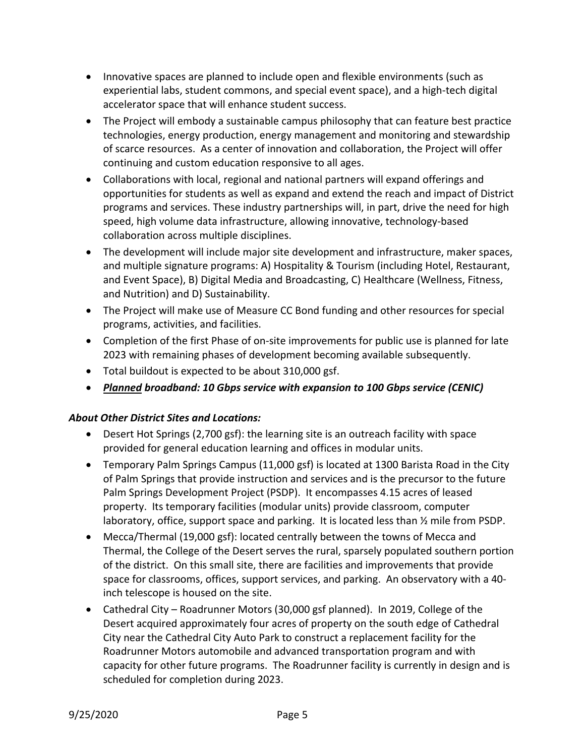- Innovative spaces are planned to include open and flexible environments (such as experiential labs, student commons, and special event space), and a high-tech digital accelerator space that will enhance student success.
- The Project will embody a sustainable campus philosophy that can feature best practice technologies, energy production, energy management and monitoring and stewardship of scarce resources. As a center of innovation and collaboration, the Project will offer continuing and custom education responsive to all ages.
- Collaborations with local, regional and national partners will expand offerings and opportunities for students as well as expand and extend the reach and impact of District programs and services. These industry partnerships will, in part, drive the need for high speed, high volume data infrastructure, allowing innovative, technology-based collaboration across multiple disciplines.
- The development will include major site development and infrastructure, maker spaces, and multiple signature programs: A) Hospitality & Tourism (including Hotel, Restaurant, and Event Space), B) Digital Media and Broadcasting, C) Healthcare (Wellness, Fitness, and Nutrition) and D) Sustainability.
- The Project will make use of Measure CC Bond funding and other resources for special programs, activities, and facilities.
- Completion of the first Phase of on-site improvements for public use is planned for late 2023 with remaining phases of development becoming available subsequently.
- Total buildout is expected to be about 310,000 gsf.
- ***Planned** broadband: 10 Gbps service with expansion to 100 Gbps service (CENIC)*

***About Other District Sites and Locations:***

- Desert Hot Springs (2,700 gsf): the learning site is an outreach facility with space provided for general education learning and offices in modular units.
- Temporary Palm Springs Campus (11,000 gsf) is located at 1300 Barista Road in the City of Palm Springs that provide instruction and services and is the precursor to the future Palm Springs Development Project (PSDP). It encompasses 4.15 acres of leased property. Its temporary facilities (modular units) provide classroom, computer laboratory, office, support space and parking. It is located less than ½ mile from PSDP.
- Mecca/Thermal (19,000 gsf): located centrally between the towns of Mecca and Thermal, the College of the Desert serves the rural, sparsely populated southern portion of the district. On this small site, there are facilities and improvements that provide space for classrooms, offices, support services, and parking. An observatory with a 40-inch telescope is housed on the site.
- Cathedral City – Roadrunner Motors (30,000 gsf planned). In 2019, College of the Desert acquired approximately four acres of property on the south edge of Cathedral City near the Cathedral City Auto Park to construct a replacement facility for the Roadrunner Motors automobile and advanced transportation program and with capacity for other future programs. The Roadrunner facility is currently in design and is scheduled for completion during 2023.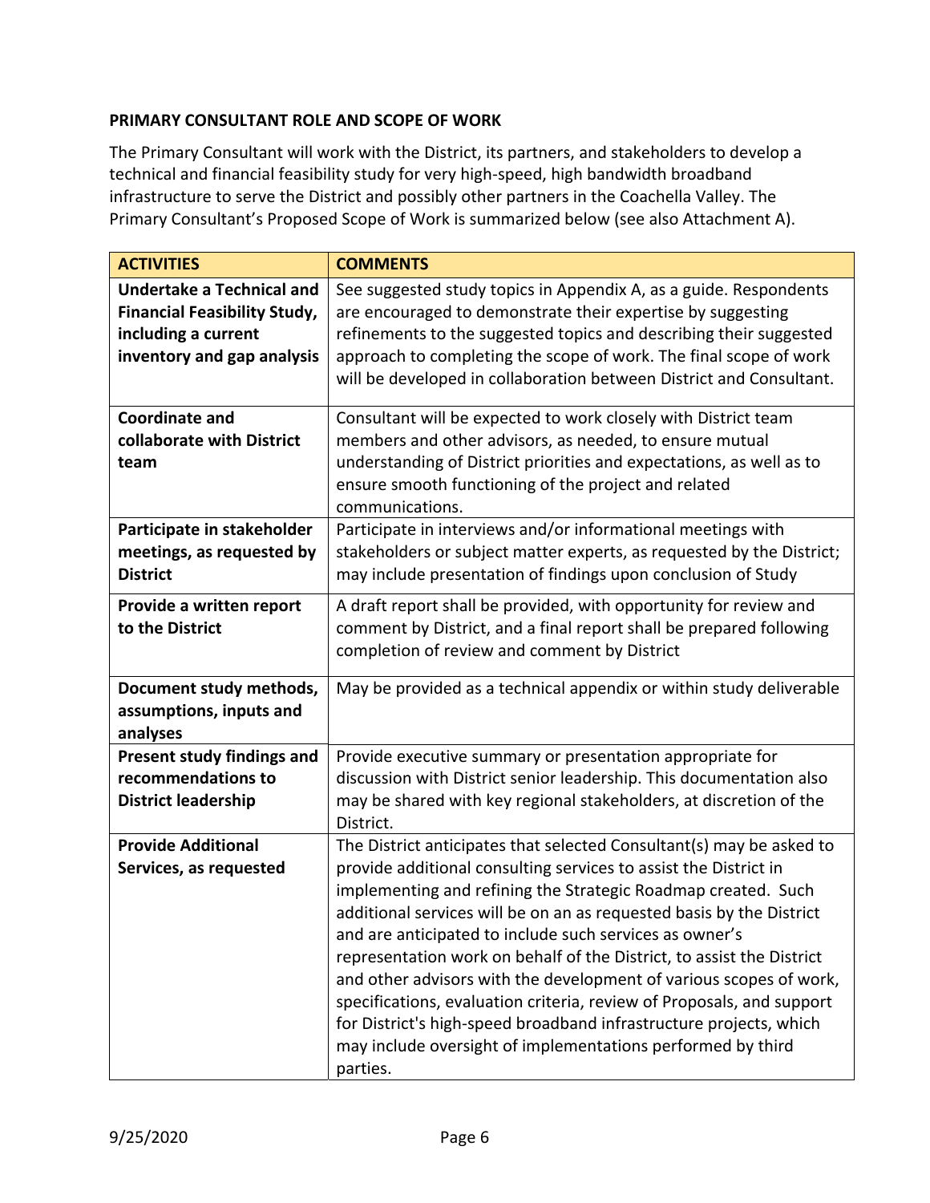**PRIMARY CONSULTANT ROLE AND SCOPE OF WORK**

The Primary Consultant will work with the District, its partners, and stakeholders to develop a technical and financial feasibility study for very high-speed, high bandwidth broadband infrastructure to serve the District and possibly other partners in the Coachella Valley. The Primary Consultant's Proposed Scope of Work is summarized below (see also Attachment A).

| ACTIVITIES | COMMENTS |
|---|---|
| **Undertake a Technical and Financial Feasibility Study, including a current inventory and gap analysis** | See suggested study topics in Appendix A, as a guide. Respondents are encouraged to demonstrate their expertise by suggesting refinements to the suggested topics and describing their suggested approach to completing the scope of work. The final scope of work will be developed in collaboration between District and Consultant. |
| **Coordinate and collaborate with District team** | Consultant will be expected to work closely with District team members and other advisors, as needed, to ensure mutual understanding of District priorities and expectations, as well as to ensure smooth functioning of the project and related communications. |
| **Participate in stakeholder meetings, as requested by District** | Participate in interviews and/or informational meetings with stakeholders or subject matter experts, as requested by the District; may include presentation of findings upon conclusion of Study |
| **Provide a written report to the District** | A draft report shall be provided, with opportunity for review and comment by District, and a final report shall be prepared following completion of review and comment by District |
| **Document study methods, assumptions, inputs and analyses** | May be provided as a technical appendix or within study deliverable |
| **Present study findings and recommendations to District leadership** | Provide executive summary or presentation appropriate for discussion with District senior leadership. This documentation also may be shared with key regional stakeholders, at discretion of the District. |
| **Provide Additional Services, as requested** | The District anticipates that selected Consultant(s) may be asked to provide additional consulting services to assist the District in implementing and refining the Strategic Roadmap created. Such additional services will be on an as requested basis by the District and are anticipated to include such services as owner's representation work on behalf of the District, to assist the District and other advisors with the development of various scopes of work, specifications, evaluation criteria, review of Proposals, and support for District's high-speed broadband infrastructure projects, which may include oversight of implementations performed by third parties. |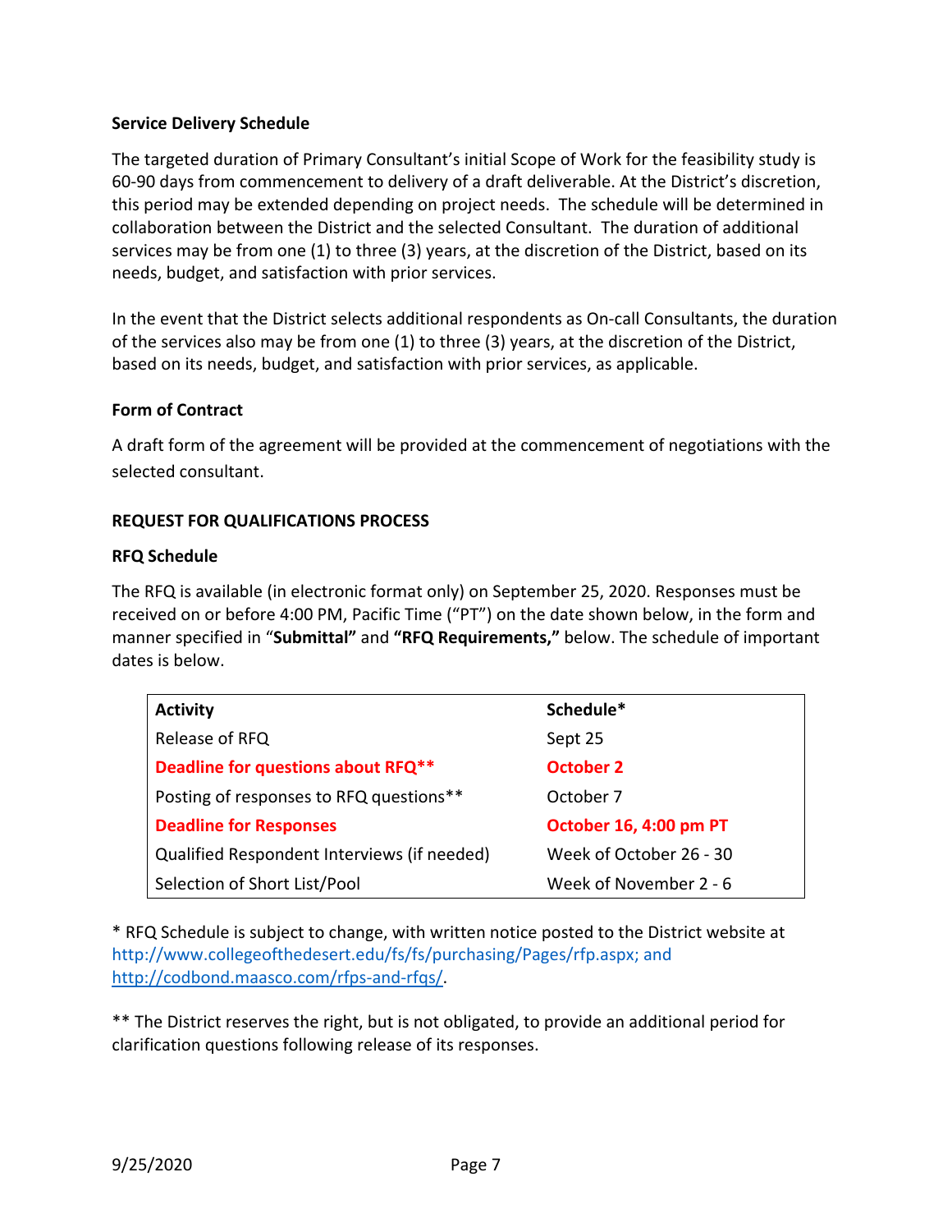### Service Delivery Schedule

The targeted duration of Primary Consultant's initial Scope of Work for the feasibility study is 60-90 days from commencement to delivery of a draft deliverable. At the District's discretion, this period may be extended depending on project needs. The schedule will be determined in collaboration between the District and the selected Consultant. The duration of additional services may be from one (1) to three (3) years, at the discretion of the District, based on its needs, budget, and satisfaction with prior services.

In the event that the District selects additional respondents as On-call Consultants, the duration of the services also may be from one (1) to three (3) years, at the discretion of the District, based on its needs, budget, and satisfaction with prior services, as applicable.

### Form of Contract

A draft form of the agreement will be provided at the commencement of negotiations with the selected consultant.

## REQUEST FOR QUALIFICATIONS PROCESS

### RFQ Schedule

The RFQ is available (in electronic format only) on September 25, 2020. Responses must be received on or before 4:00 PM, Pacific Time ("PT") on the date shown below, in the form and manner specified in "**Submittal"** and **"RFQ Requirements,"** below. The schedule of important dates is below.

| Activity | Schedule* |
|---|---|
| Release of RFQ | Sept 25 |
| **Deadline for questions about RFQ**** | **October 2** |
| Posting of responses to RFQ questions** | October 7 |
| **Deadline for Responses** | **October 16, 4:00 pm PT** |
| Qualified Respondent Interviews (if needed) | Week of October 26 - 30 |
| Selection of Short List/Pool | Week of November 2 - 6 |

* RFQ Schedule is subject to change, with written notice posted to the District website at http://www.collegeofthedesert.edu/fs/fs/purchasing/Pages/rfp.aspx; and http://codbond.maasco.com/rfps-and-rfqs/.

** The District reserves the right, but is not obligated, to provide an additional period for clarification questions following release of its responses.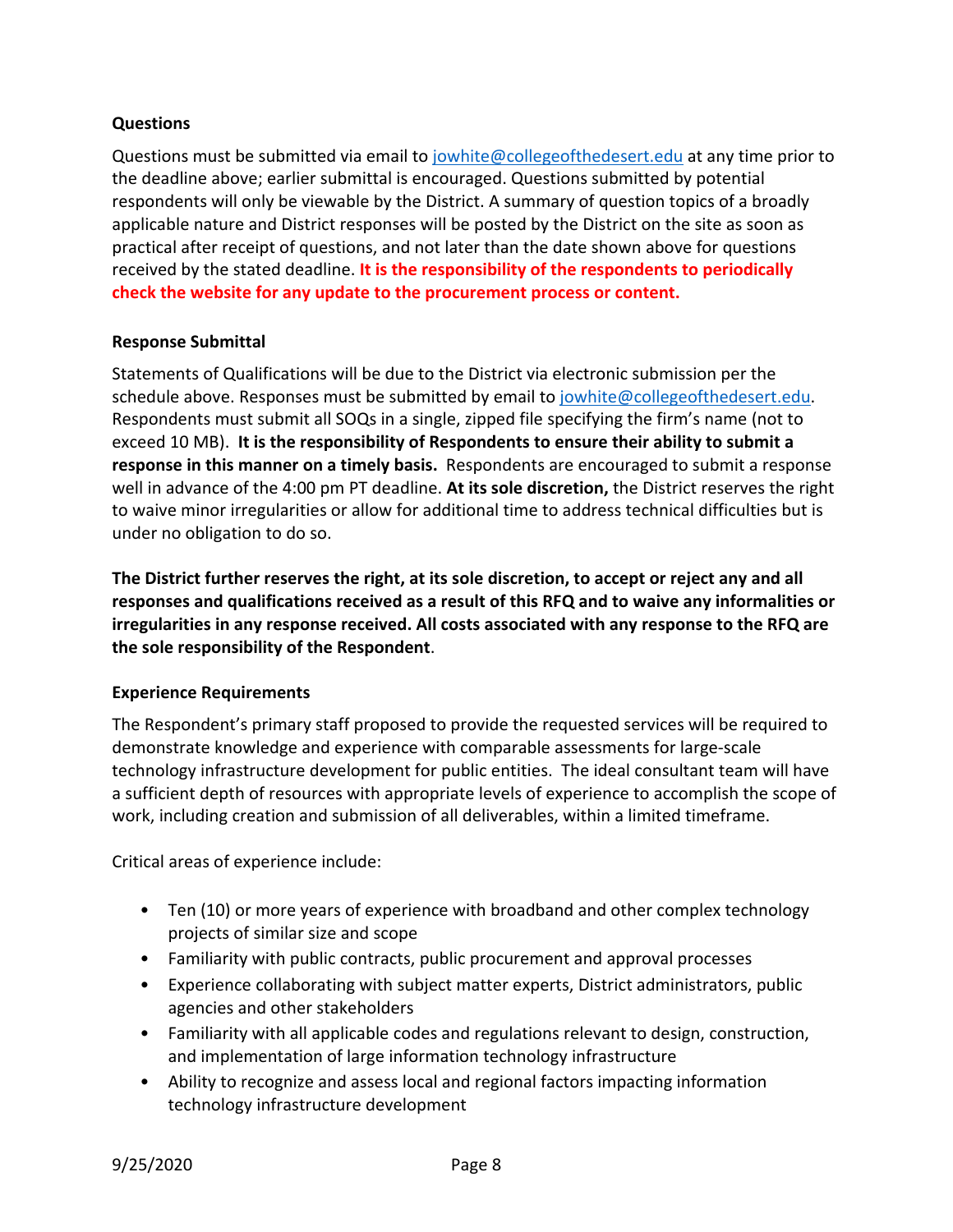**Questions**

Questions must be submitted via email to jowhite@collegeofthedesert.edu at any time prior to the deadline above; earlier submittal is encouraged. Questions submitted by potential respondents will only be viewable by the District. A summary of question topics of a broadly applicable nature and District responses will be posted by the District on the site as soon as practical after receipt of questions, and not later than the date shown above for questions received by the stated deadline. **It is the responsibility of the respondents to periodically check the website for any update to the procurement process or content.**

**Response Submittal**

Statements of Qualifications will be due to the District via electronic submission per the schedule above. Responses must be submitted by email to jowhite@collegeofthedesert.edu. Respondents must submit all SOQs in a single, zipped file specifying the firm's name (not to exceed 10 MB). **It is the responsibility of Respondents to ensure their ability to submit a response in this manner on a timely basis.** Respondents are encouraged to submit a response well in advance of the 4:00 pm PT deadline. **At its sole discretion,** the District reserves the right to waive minor irregularities or allow for additional time to address technical difficulties but is under no obligation to do so.

**The District further reserves the right, at its sole discretion, to accept or reject any and all responses and qualifications received as a result of this RFQ and to waive any informalities or irregularities in any response received. All costs associated with any response to the RFQ are the sole responsibility of the Respondent**.

**Experience Requirements**

The Respondent's primary staff proposed to provide the requested services will be required to demonstrate knowledge and experience with comparable assessments for large-scale technology infrastructure development for public entities. The ideal consultant team will have a sufficient depth of resources with appropriate levels of experience to accomplish the scope of work, including creation and submission of all deliverables, within a limited timeframe.

Critical areas of experience include:

- Ten (10) or more years of experience with broadband and other complex technology projects of similar size and scope
- Familiarity with public contracts, public procurement and approval processes
- Experience collaborating with subject matter experts, District administrators, public agencies and other stakeholders
- Familiarity with all applicable codes and regulations relevant to design, construction, and implementation of large information technology infrastructure
- Ability to recognize and assess local and regional factors impacting information technology infrastructure development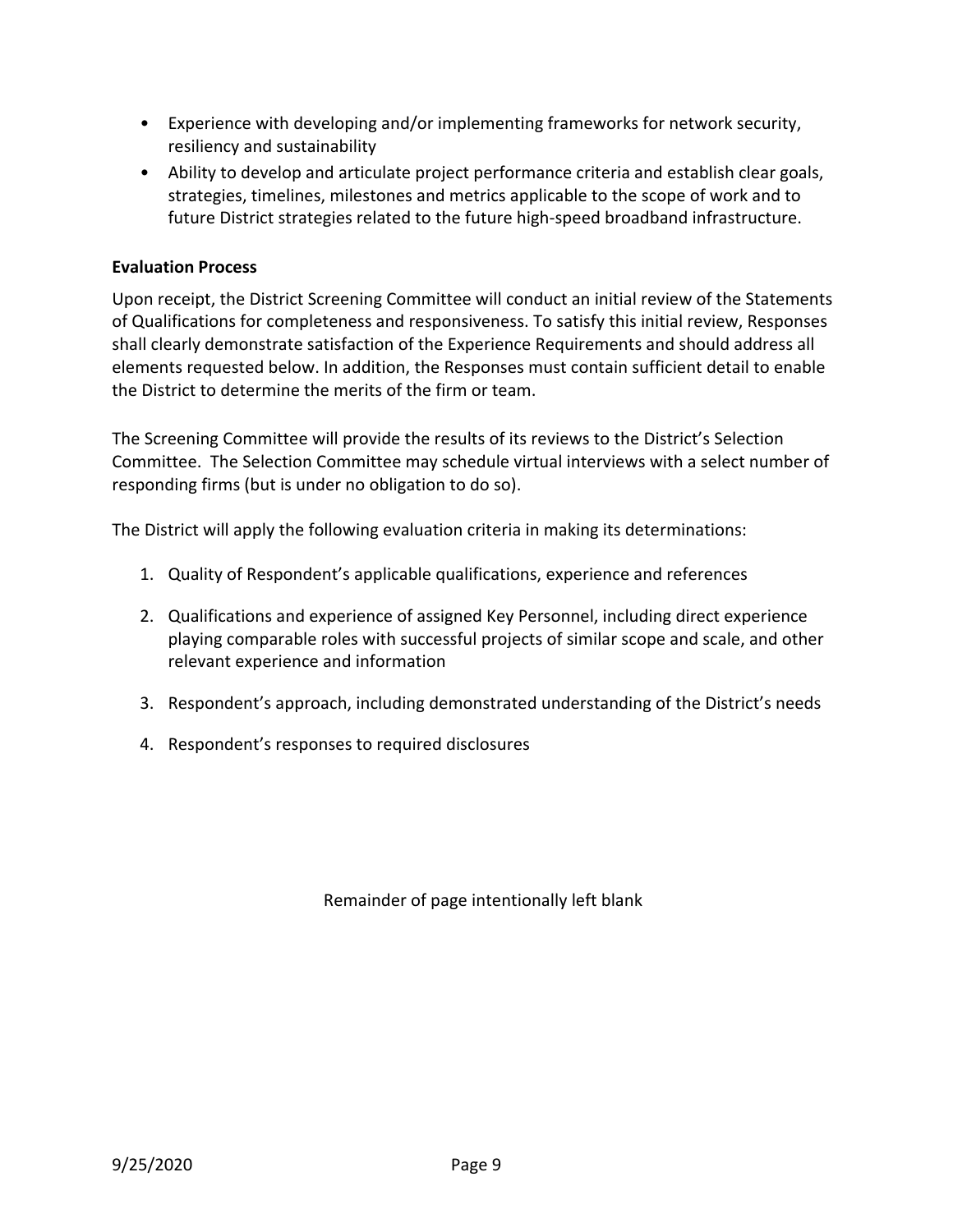- Experience with developing and/or implementing frameworks for network security, resiliency and sustainability
- Ability to develop and articulate project performance criteria and establish clear goals, strategies, timelines, milestones and metrics applicable to the scope of work and to future District strategies related to the future high-speed broadband infrastructure.

**Evaluation Process**

Upon receipt, the District Screening Committee will conduct an initial review of the Statements of Qualifications for completeness and responsiveness. To satisfy this initial review, Responses shall clearly demonstrate satisfaction of the Experience Requirements and should address all elements requested below. In addition, the Responses must contain sufficient detail to enable the District to determine the merits of the firm or team.

The Screening Committee will provide the results of its reviews to the District's Selection Committee. The Selection Committee may schedule virtual interviews with a select number of responding firms (but is under no obligation to do so).

The District will apply the following evaluation criteria in making its determinations:

1. Quality of Respondent's applicable qualifications, experience and references
2. Qualifications and experience of assigned Key Personnel, including direct experience playing comparable roles with successful projects of similar scope and scale, and other relevant experience and information
3. Respondent's approach, including demonstrated understanding of the District's needs
4. Respondent's responses to required disclosures

Remainder of page intentionally left blank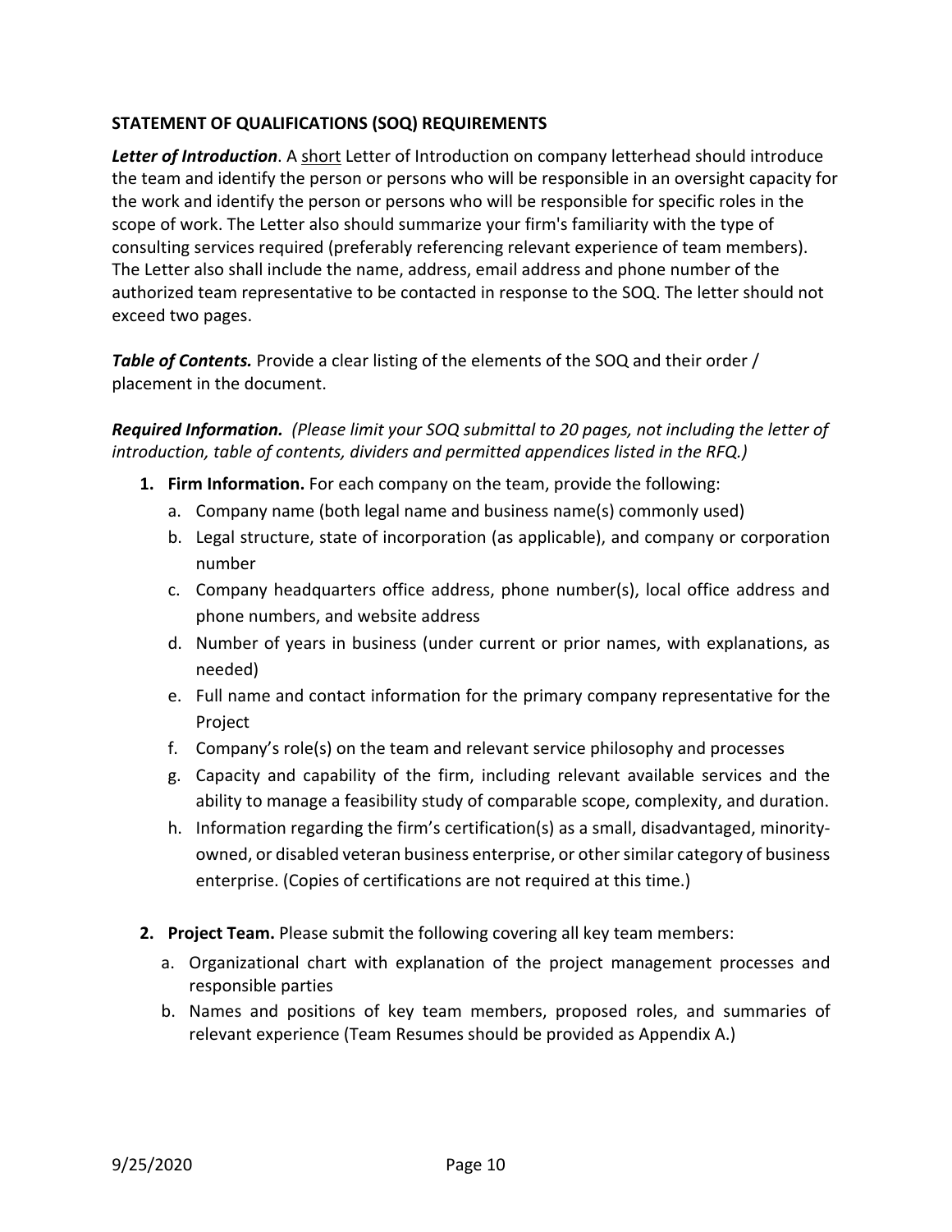**STATEMENT OF QUALIFICATIONS (SOQ) REQUIREMENTS**

***Letter of Introduction***. A <u>short</u> Letter of Introduction on company letterhead should introduce the team and identify the person or persons who will be responsible in an oversight capacity for the work and identify the person or persons who will be responsible for specific roles in the scope of work. The Letter also should summarize your firm's familiarity with the type of consulting services required (preferably referencing relevant experience of team members). The Letter also shall include the name, address, email address and phone number of the authorized team representative to be contacted in response to the SOQ. The letter should not exceed two pages.

***Table of Contents.*** Provide a clear listing of the elements of the SOQ and their order / placement in the document.

***Required Information.*** *(Please limit your SOQ submittal to 20 pages, not including the letter of introduction, table of contents, dividers and permitted appendices listed in the RFQ.)*

1. **Firm Information.** For each company on the team, provide the following:
   a. Company name (both legal name and business name(s) commonly used)
   b. Legal structure, state of incorporation (as applicable), and company or corporation number
   c. Company headquarters office address, phone number(s), local office address and phone numbers, and website address
   d. Number of years in business (under current or prior names, with explanations, as needed)
   e. Full name and contact information for the primary company representative for the Project
   f. Company's role(s) on the team and relevant service philosophy and processes
   g. Capacity and capability of the firm, including relevant available services and the ability to manage a feasibility study of comparable scope, complexity, and duration.
   h. Information regarding the firm's certification(s) as a small, disadvantaged, minority-owned, or disabled veteran business enterprise, or other similar category of business enterprise. (Copies of certifications are not required at this time.)

2. **Project Team.** Please submit the following covering all key team members:
   a. Organizational chart with explanation of the project management processes and responsible parties
   b. Names and positions of key team members, proposed roles, and summaries of relevant experience (Team Resumes should be provided as Appendix A.)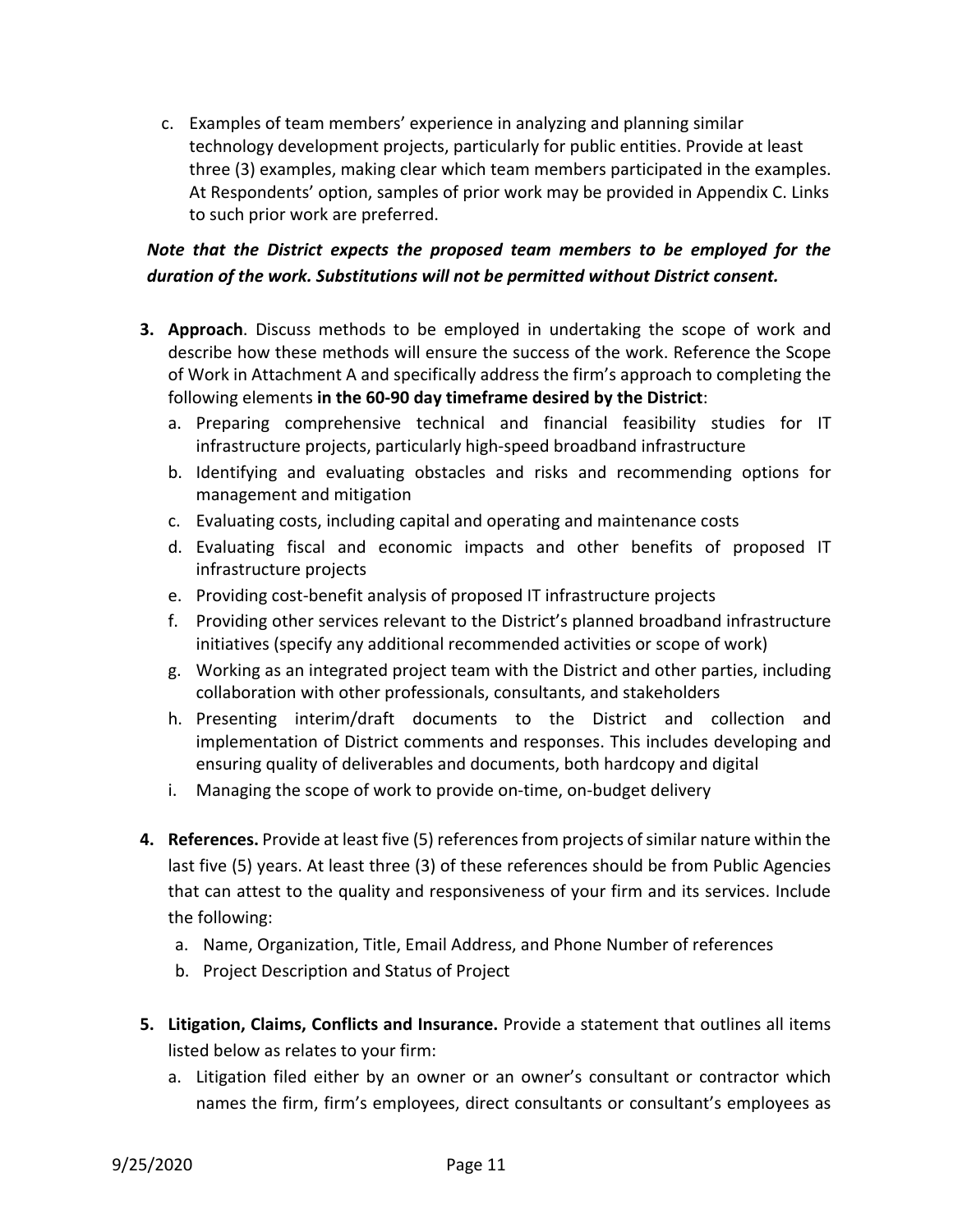c. Examples of team members' experience in analyzing and planning similar technology development projects, particularly for public entities. Provide at least three (3) examples, making clear which team members participated in the examples. At Respondents' option, samples of prior work may be provided in Appendix C. Links to such prior work are preferred.

***Note that the District expects the proposed team members to be employed for the duration of the work. Substitutions will not be permitted without District consent.***

3. **Approach**. Discuss methods to be employed in undertaking the scope of work and describe how these methods will ensure the success of the work. Reference the Scope of Work in Attachment A and specifically address the firm's approach to completing the following elements **in the 60-90 day timeframe desired by the District**:
   a. Preparing comprehensive technical and financial feasibility studies for IT infrastructure projects, particularly high-speed broadband infrastructure
   b. Identifying and evaluating obstacles and risks and recommending options for management and mitigation
   c. Evaluating costs, including capital and operating and maintenance costs
   d. Evaluating fiscal and economic impacts and other benefits of proposed IT infrastructure projects
   e. Providing cost-benefit analysis of proposed IT infrastructure projects
   f. Providing other services relevant to the District's planned broadband infrastructure initiatives (specify any additional recommended activities or scope of work)
   g. Working as an integrated project team with the District and other parties, including collaboration with other professionals, consultants, and stakeholders
   h. Presenting interim/draft documents to the District and collection and implementation of District comments and responses. This includes developing and ensuring quality of deliverables and documents, both hardcopy and digital
   i. Managing the scope of work to provide on-time, on-budget delivery

4. **References.** Provide at least five (5) references from projects of similar nature within the last five (5) years. At least three (3) of these references should be from Public Agencies that can attest to the quality and responsiveness of your firm and its services. Include the following:
   a. Name, Organization, Title, Email Address, and Phone Number of references
   b. Project Description and Status of Project

5. **Litigation, Claims, Conflicts and Insurance.** Provide a statement that outlines all items listed below as relates to your firm:
   a. Litigation filed either by an owner or an owner's consultant or contractor which names the firm, firm's employees, direct consultants or consultant's employees as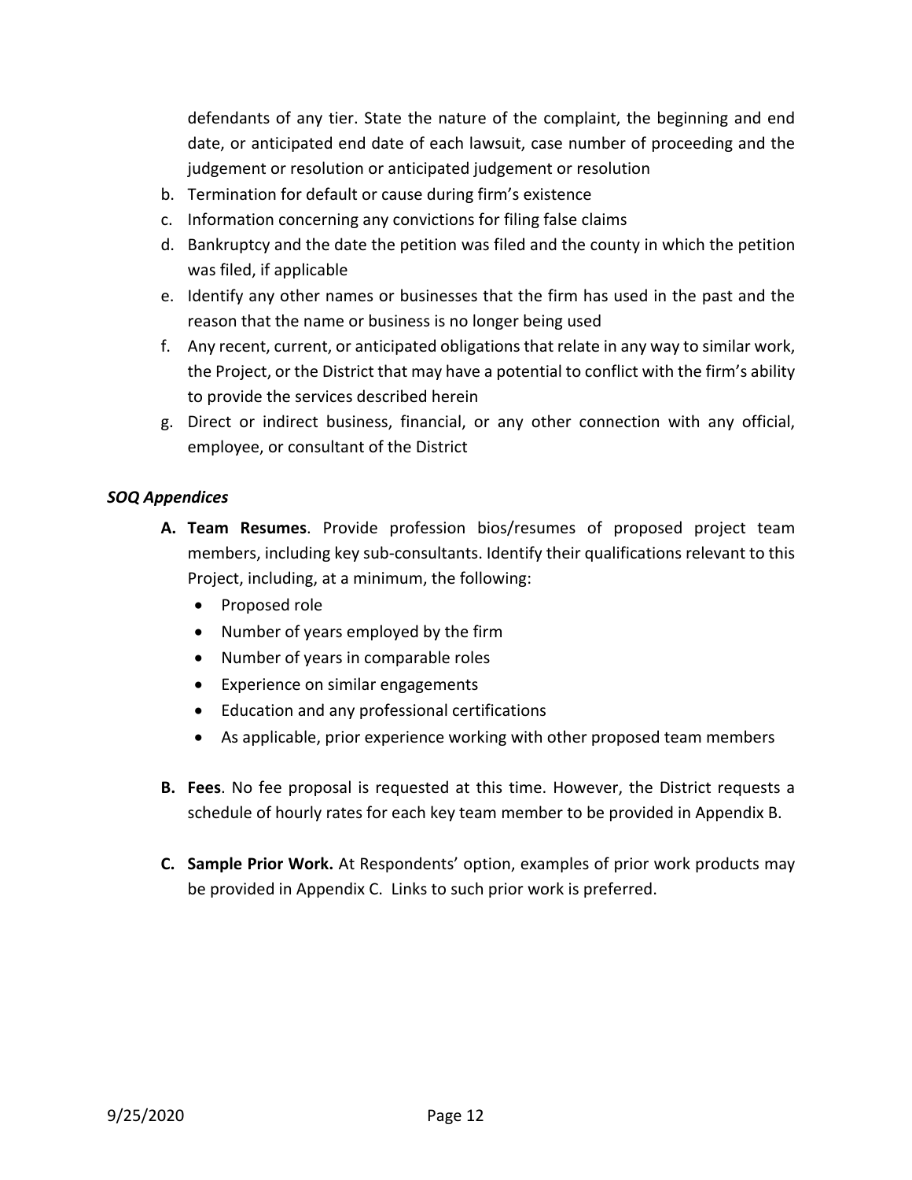defendants of any tier. State the nature of the complaint, the beginning and end date, or anticipated end date of each lawsuit, case number of proceeding and the judgement or resolution or anticipated judgement or resolution

b. Termination for default or cause during firm's existence
c. Information concerning any convictions for filing false claims
d. Bankruptcy and the date the petition was filed and the county in which the petition was filed, if applicable
e. Identify any other names or businesses that the firm has used in the past and the reason that the name or business is no longer being used
f. Any recent, current, or anticipated obligations that relate in any way to similar work, the Project, or the District that may have a potential to conflict with the firm's ability to provide the services described herein
g. Direct or indirect business, financial, or any other connection with any official, employee, or consultant of the District

***SOQ Appendices***

**A. Team Resumes**. Provide profession bios/resumes of proposed project team members, including key sub-consultants. Identify their qualifications relevant to this Project, including, at a minimum, the following:

- Proposed role
- Number of years employed by the firm
- Number of years in comparable roles
- Experience on similar engagements
- Education and any professional certifications
- As applicable, prior experience working with other proposed team members

**B. Fees**. No fee proposal is requested at this time. However, the District requests a schedule of hourly rates for each key team member to be provided in Appendix B.

**C. Sample Prior Work.** At Respondents' option, examples of prior work products may be provided in Appendix C. Links to such prior work is preferred.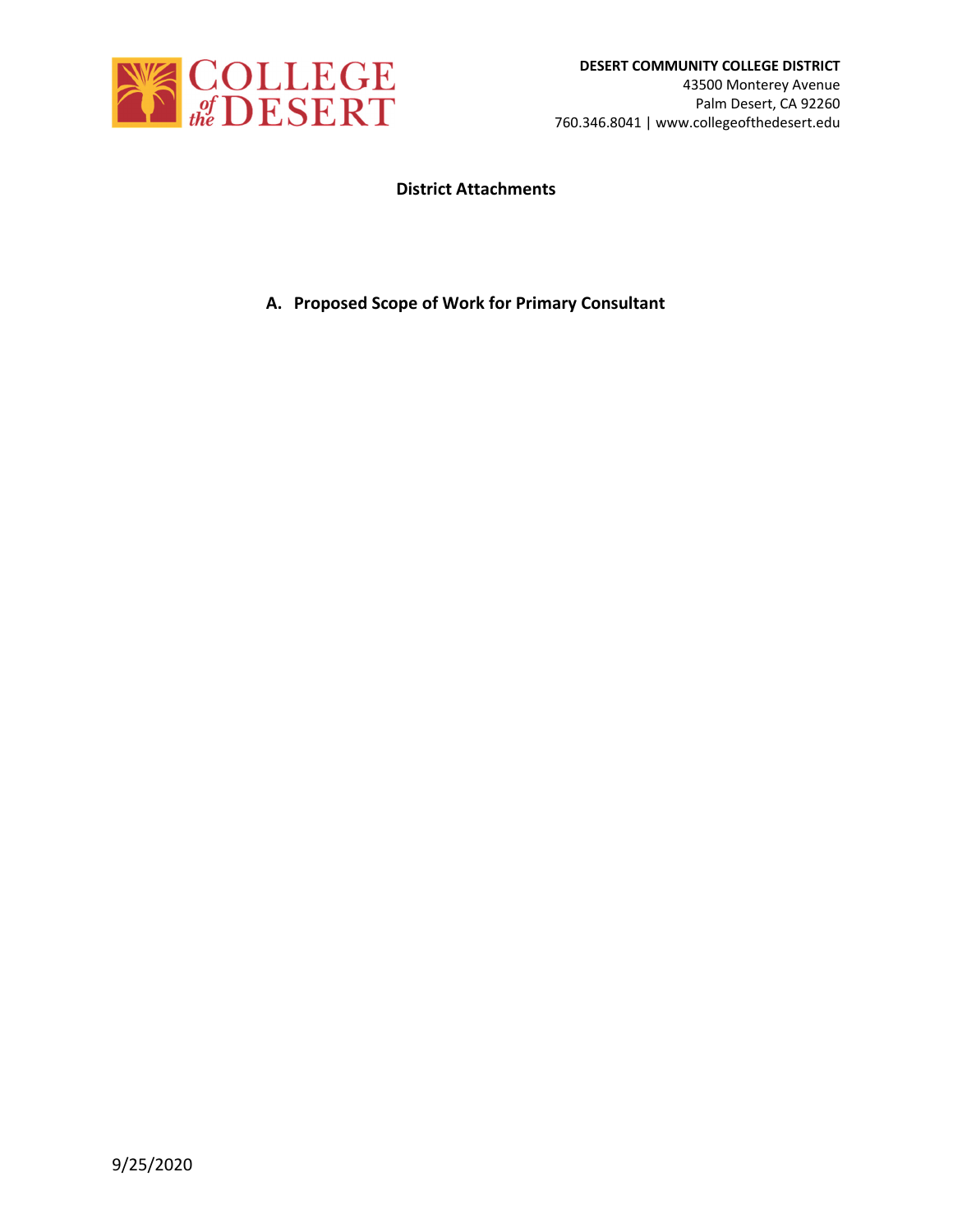DESERT COMMUNITY COLLEGE DISTRICT
43500 Monterey Avenue
Palm Desert, CA 92260
760.346.8041 | www.collegeofthedesert.edu

## District Attachments

**A. Proposed Scope of Work for Primary Consultant**

9/25/2020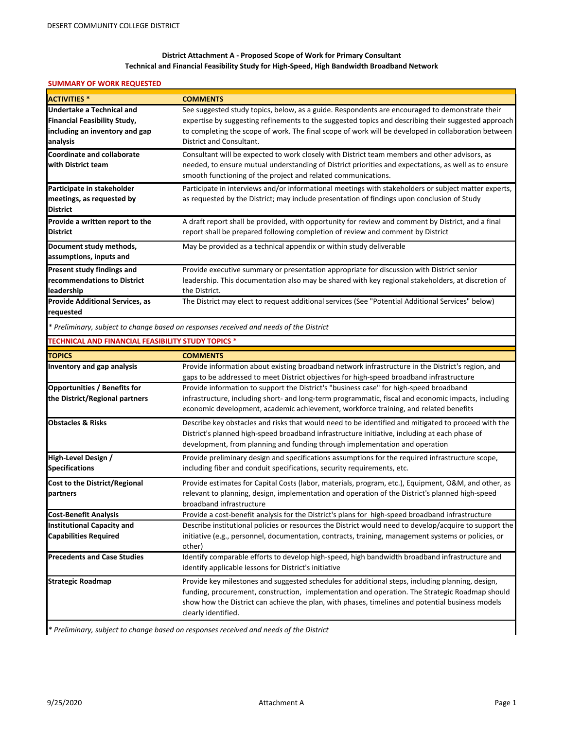DESERT COMMUNITY COLLEGE DISTRICT

**District Attachment A - Proposed Scope of Work for Primary Consultant**
**Technical and Financial Feasibility Study for High-Speed, High Bandwidth Broadband Network**

**SUMMARY OF WORK REQUESTED**

| ACTIVITIES * | COMMENTS |
|---|---|
| **Undertake a Technical and Financial Feasibility Study, including an inventory and gap analysis** | See suggested study topics, below, as a guide. Respondents are encouraged to demonstrate their expertise by suggesting refinements to the suggested topics and describing their suggested approach to completing the scope of work. The final scope of work will be developed in collaboration between District and Consultant. |
| **Coordinate and collaborate with District team** | Consultant will be expected to work closely with District team members and other advisors, as needed, to ensure mutual understanding of District priorities and expectations, as well as to ensure smooth functioning of the project and related communications. |
| **Participate in stakeholder meetings, as requested by District** | Participate in interviews and/or informational meetings with stakeholders or subject matter experts, as requested by the District; may include presentation of findings upon conclusion of Study |
| **Provide a written report to the District** | A draft report shall be provided, with opportunity for review and comment by District, and a final report shall be prepared following completion of review and comment by District |
| **Document study methods, assumptions, inputs and** | May be provided as a technical appendix or within study deliverable |
| **Present study findings and recommendations to District leadership** | Provide executive summary or presentation appropriate for discussion with District senior leadership. This documentation also may be shared with key regional stakeholders, at discretion of the District. |
| **Provide Additional Services, as requested** | The District may elect to request additional services (See "Potential Additional Services" below) |

*\* Preliminary, subject to change based on responses received and needs of the District*

**TECHNICAL AND FINANCIAL FEASIBILITY STUDY TOPICS ***

| TOPICS | COMMENTS |
|---|---|
| **Inventory and gap analysis** | Provide information about existing broadband network infrastructure in the District's region, and gaps to be addressed to meet District objectives for high-speed broadband infrastructure |
| **Opportunities / Benefits for the District/Regional partners** | Provide information to support the District's "business case" for high-speed broadband infrastructure, including short- and long-term programmatic, fiscal and economic impacts, including economic development, academic achievement, workforce training, and related benefits |
| **Obstacles & Risks** | Describe key obstacles and risks that would need to be identified and mitigated to proceed with the District's planned high-speed broadband infrastructure initiative, including at each phase of development, from planning and funding through implementation and operation |
| **High-Level Design / Specifications** | Provide preliminary design and specifications assumptions for the required infrastructure scope, including fiber and conduit specifications, security requirements, etc. |
| **Cost to the District/Regional partners** | Provide estimates for Capital Costs (labor, materials, program, etc.), Equipment, O&M, and other, as relevant to planning, design, implementation and operation of the District's planned high-speed broadband infrastructure |
| **Cost-Benefit Analysis** | Provide a cost-benefit analysis for the District's plans for high-speed broadband infrastructure |
| **Institutional Capacity and Capabilities Required** | Describe institutional policies or resources the District would need to develop/acquire to support the initiative (e.g., personnel, documentation, contracts, training, management systems or policies, or other) |
| **Precedents and Case Studies** | Identify comparable efforts to develop high-speed, high bandwidth broadband infrastructure and identify applicable lessons for District's initiative |
| **Strategic Roadmap** | Provide key milestones and suggested schedules for additional steps, including planning, design, funding, procurement, construction, implementation and operation. The Strategic Roadmap should show how the District can achieve the plan, with phases, timelines and potential business models clearly identified. |

*\* Preliminary, subject to change based on responses received and needs of the District*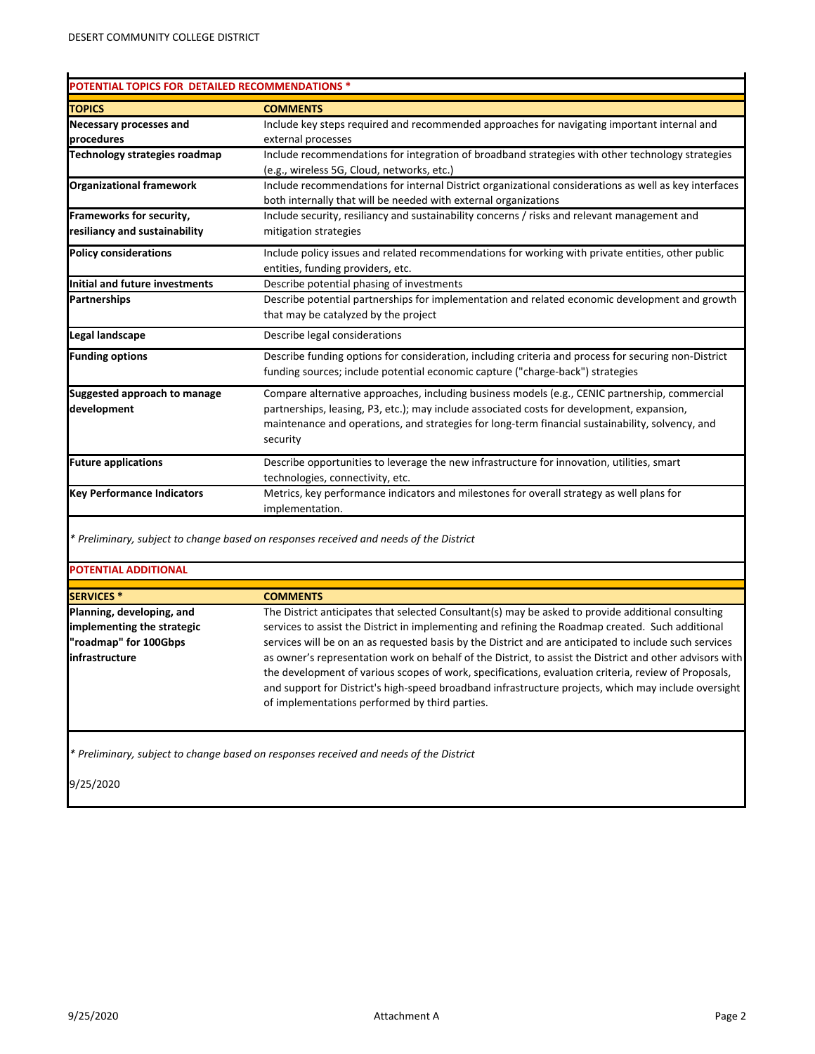| POTENTIAL TOPICS FOR DETAILED RECOMMENDATIONS * | |
|---|---|
| **TOPICS** | **COMMENTS** |
| **Necessary processes and procedures** | Include key steps required and recommended approaches for navigating important internal and external processes |
| **Technology strategies roadmap** | Include recommendations for integration of broadband strategies with other technology strategies (e.g., wireless 5G, Cloud, networks, etc.) |
| **Organizational framework** | Include recommendations for internal District organizational considerations as well as key interfaces both internally that will be needed with external organizations |
| **Frameworks for security, resiliancy and sustainability** | Include security, resiliancy and sustainability concerns / risks and relevant management and mitigation strategies |
| **Policy considerations** | Include policy issues and related recommendations for working with private entities, other public entities, funding providers, etc. |
| **Initial and future investments** | Describe potential phasing of investments |
| **Partnerships** | Describe potential partnerships for implementation and related economic development and growth that may be catalyzed by the project |
| **Legal landscape** | Describe legal considerations |
| **Funding options** | Describe funding options for consideration, including criteria and process for securing non-District funding sources; include potential economic capture ("charge-back") strategies |
| **Suggested approach to manage development** | Compare alternative approaches, including business models (e.g., CENIC partnership, commercial partnerships, leasing, P3, etc.); may include associated costs for development, expansion, maintenance and operations, and strategies for long-term financial sustainability, solvency, and security |
| **Future applications** | Describe opportunities to leverage the new infrastructure for innovation, utilities, smart technologies, connectivity, etc. |
| **Key Performance Indicators** | Metrics, key performance indicators and milestones for overall strategy as well plans for implementation. |

*\* Preliminary, subject to change based on responses received and needs of the District*

| POTENTIAL ADDITIONAL | |
|---|---|
| **SERVICES *** | **COMMENTS** |
| **Planning, developing, and implementing the strategic "roadmap" for 100Gbps infrastructure** | The District anticipates that selected Consultant(s) may be asked to provide additional consulting services to assist the District in implementing and refining the Roadmap created. Such additional services will be on an as requested basis by the District and are anticipated to include such services as owner's representation work on behalf of the District, to assist the District and other advisors with the development of various scopes of work, specifications, evaluation criteria, review of Proposals, and support for District's high-speed broadband infrastructure projects, which may include oversight of implementations performed by third parties. |

*\* Preliminary, subject to change based on responses received and needs of the District*

9/25/2020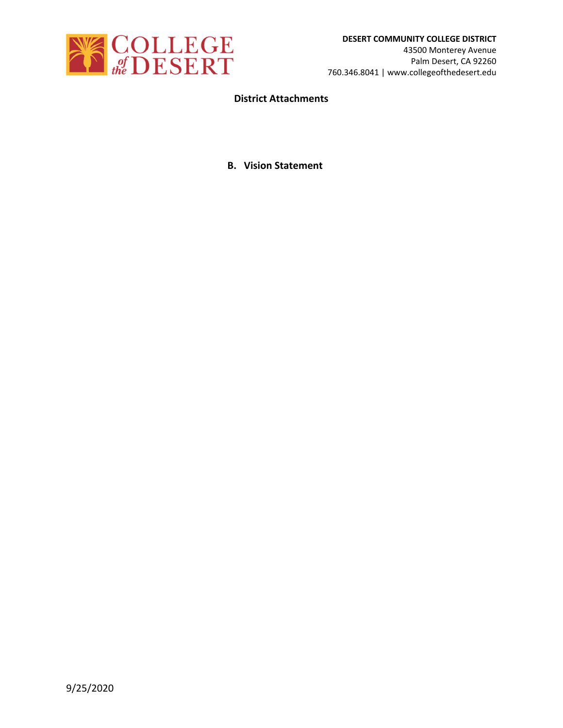**DESERT COMMUNITY COLLEGE DISTRICT**
43500 Monterey Avenue
Palm Desert, CA 92260
760.346.8041 | www.collegeofthedesert.edu

## District Attachments

### B. Vision Statement

9/25/2020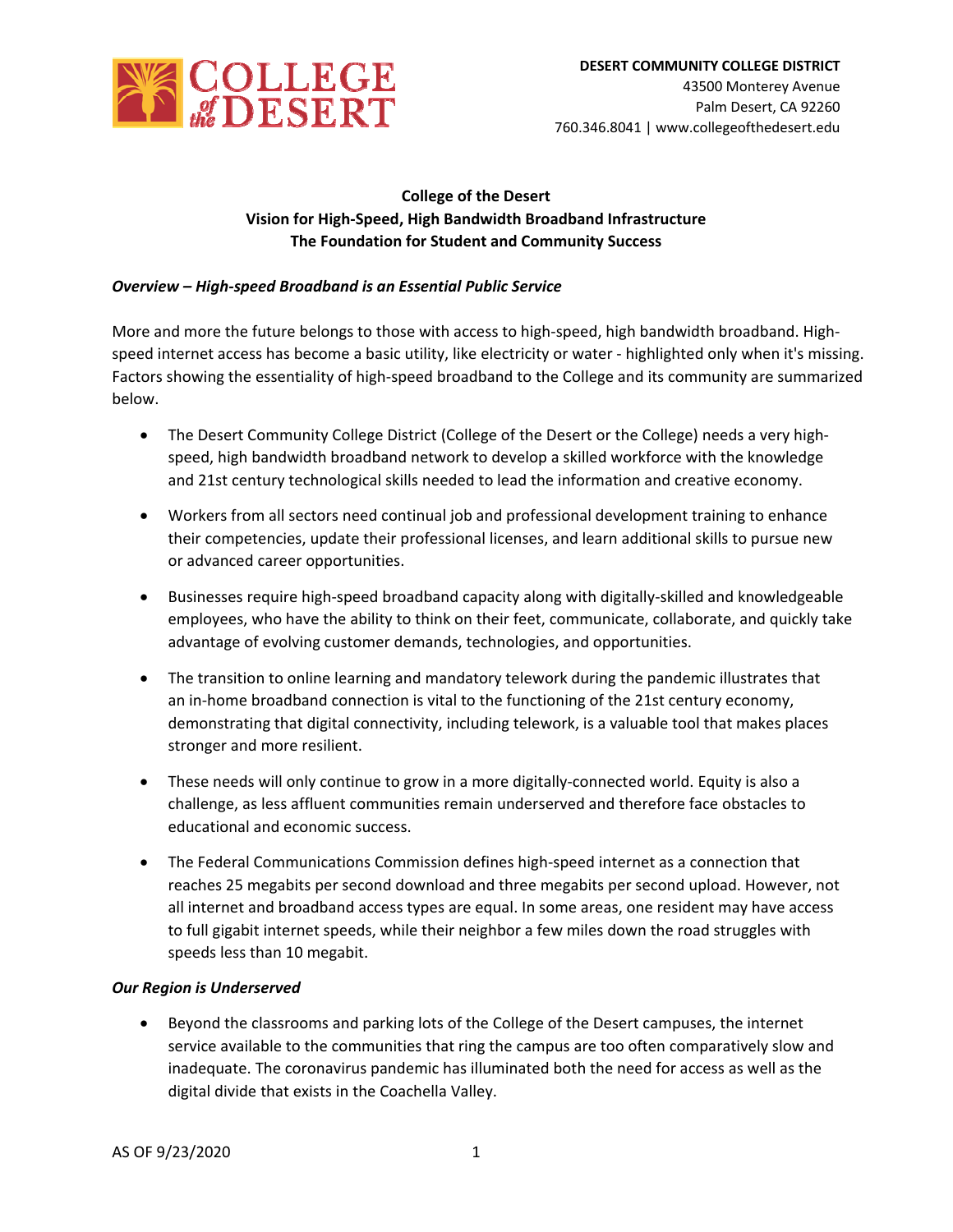DESERT COMMUNITY COLLEGE DISTRICT
43500 Monterey Avenue
Palm Desert, CA 92260
760.346.8041 | www.collegeofthedesert.edu

**College of the Desert**
**Vision for High-Speed, High Bandwidth Broadband Infrastructure**
**The Foundation for Student and Community Success**

***Overview – High-speed Broadband is an Essential Public Service***

More and more the future belongs to those with access to high-speed, high bandwidth broadband. High-speed internet access has become a basic utility, like electricity or water - highlighted only when it's missing. Factors showing the essentiality of high-speed broadband to the College and its community are summarized below.

- The Desert Community College District (College of the Desert or the College) needs a very high-speed, high bandwidth broadband network to develop a skilled workforce with the knowledge and 21st century technological skills needed to lead the information and creative economy.
- Workers from all sectors need continual job and professional development training to enhance their competencies, update their professional licenses, and learn additional skills to pursue new or advanced career opportunities.
- Businesses require high-speed broadband capacity along with digitally-skilled and knowledgeable employees, who have the ability to think on their feet, communicate, collaborate, and quickly take advantage of evolving customer demands, technologies, and opportunities.
- The transition to online learning and mandatory telework during the pandemic illustrates that an in-home broadband connection is vital to the functioning of the 21st century economy, demonstrating that digital connectivity, including telework, is a valuable tool that makes places stronger and more resilient.
- These needs will only continue to grow in a more digitally-connected world. Equity is also a challenge, as less affluent communities remain underserved and therefore face obstacles to educational and economic success.
- The Federal Communications Commission defines high-speed internet as a connection that reaches 25 megabits per second download and three megabits per second upload. However, not all internet and broadband access types are equal. In some areas, one resident may have access to full gigabit internet speeds, while their neighbor a few miles down the road struggles with speeds less than 10 megabit.

***Our Region is Underserved***

- Beyond the classrooms and parking lots of the College of the Desert campuses, the internet service available to the communities that ring the campus are too often comparatively slow and inadequate. The coronavirus pandemic has illuminated both the need for access as well as the digital divide that exists in the Coachella Valley.

AS OF 9/23/2020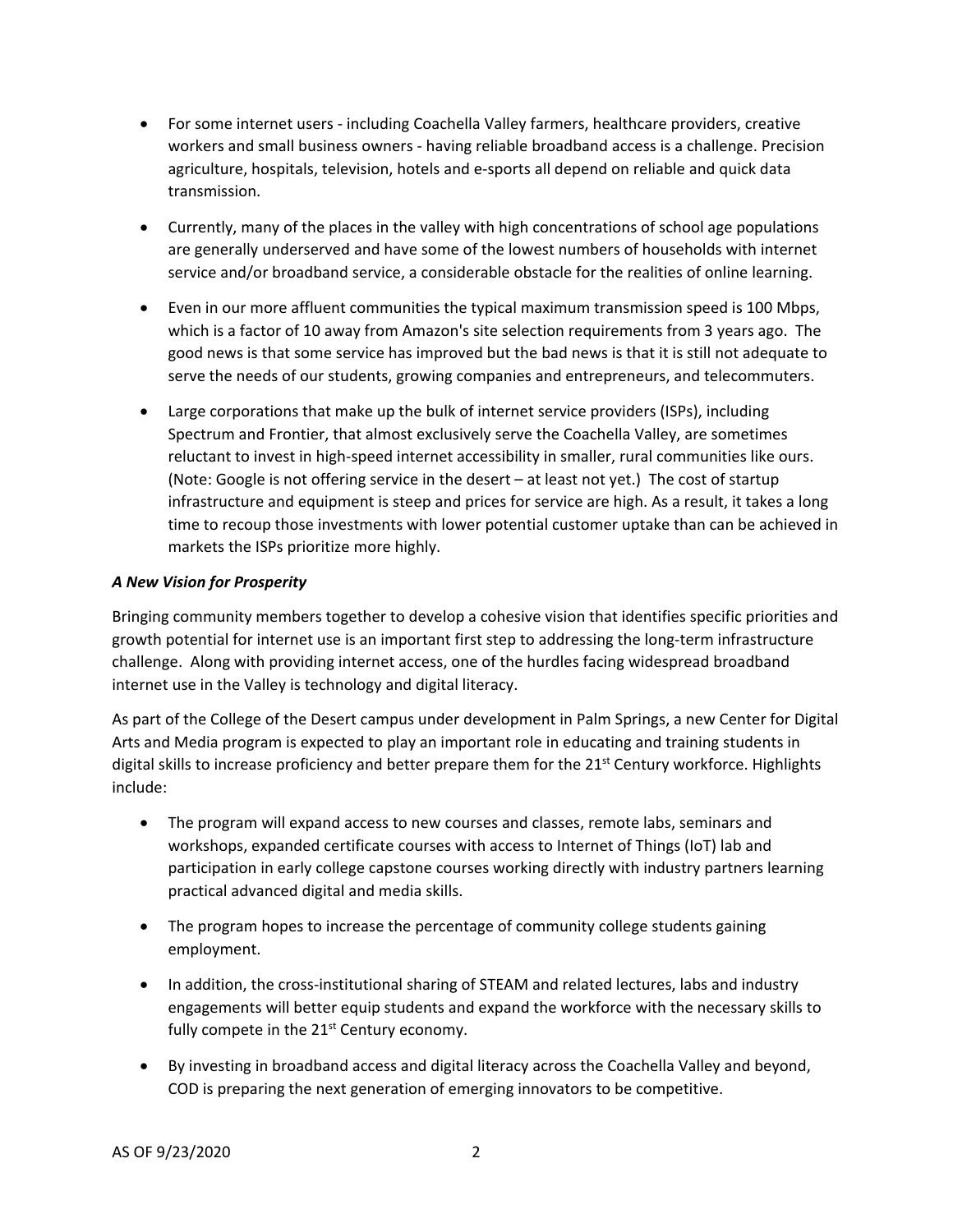- For some internet users - including Coachella Valley farmers, healthcare providers, creative workers and small business owners - having reliable broadband access is a challenge. Precision agriculture, hospitals, television, hotels and e-sports all depend on reliable and quick data transmission.
- Currently, many of the places in the valley with high concentrations of school age populations are generally underserved and have some of the lowest numbers of households with internet service and/or broadband service, a considerable obstacle for the realities of online learning.
- Even in our more affluent communities the typical maximum transmission speed is 100 Mbps, which is a factor of 10 away from Amazon's site selection requirements from 3 years ago. The good news is that some service has improved but the bad news is that it is still not adequate to serve the needs of our students, growing companies and entrepreneurs, and telecommuters.
- Large corporations that make up the bulk of internet service providers (ISPs), including Spectrum and Frontier, that almost exclusively serve the Coachella Valley, are sometimes reluctant to invest in high-speed internet accessibility in smaller, rural communities like ours. (Note: Google is not offering service in the desert – at least not yet.) The cost of startup infrastructure and equipment is steep and prices for service are high. As a result, it takes a long time to recoup those investments with lower potential customer uptake than can be achieved in markets the ISPs prioritize more highly.

***A New Vision for Prosperity***

Bringing community members together to develop a cohesive vision that identifies specific priorities and growth potential for internet use is an important first step to addressing the long-term infrastructure challenge. Along with providing internet access, one of the hurdles facing widespread broadband internet use in the Valley is technology and digital literacy.

As part of the College of the Desert campus under development in Palm Springs, a new Center for Digital Arts and Media program is expected to play an important role in educating and training students in digital skills to increase proficiency and better prepare them for the 21st Century workforce. Highlights include:

- The program will expand access to new courses and classes, remote labs, seminars and workshops, expanded certificate courses with access to Internet of Things (IoT) lab and participation in early college capstone courses working directly with industry partners learning practical advanced digital and media skills.
- The program hopes to increase the percentage of community college students gaining employment.
- In addition, the cross-institutional sharing of STEAM and related lectures, labs and industry engagements will better equip students and expand the workforce with the necessary skills to fully compete in the 21st Century economy.
- By investing in broadband access and digital literacy across the Coachella Valley and beyond, COD is preparing the next generation of emerging innovators to be competitive.

AS OF 9/23/2020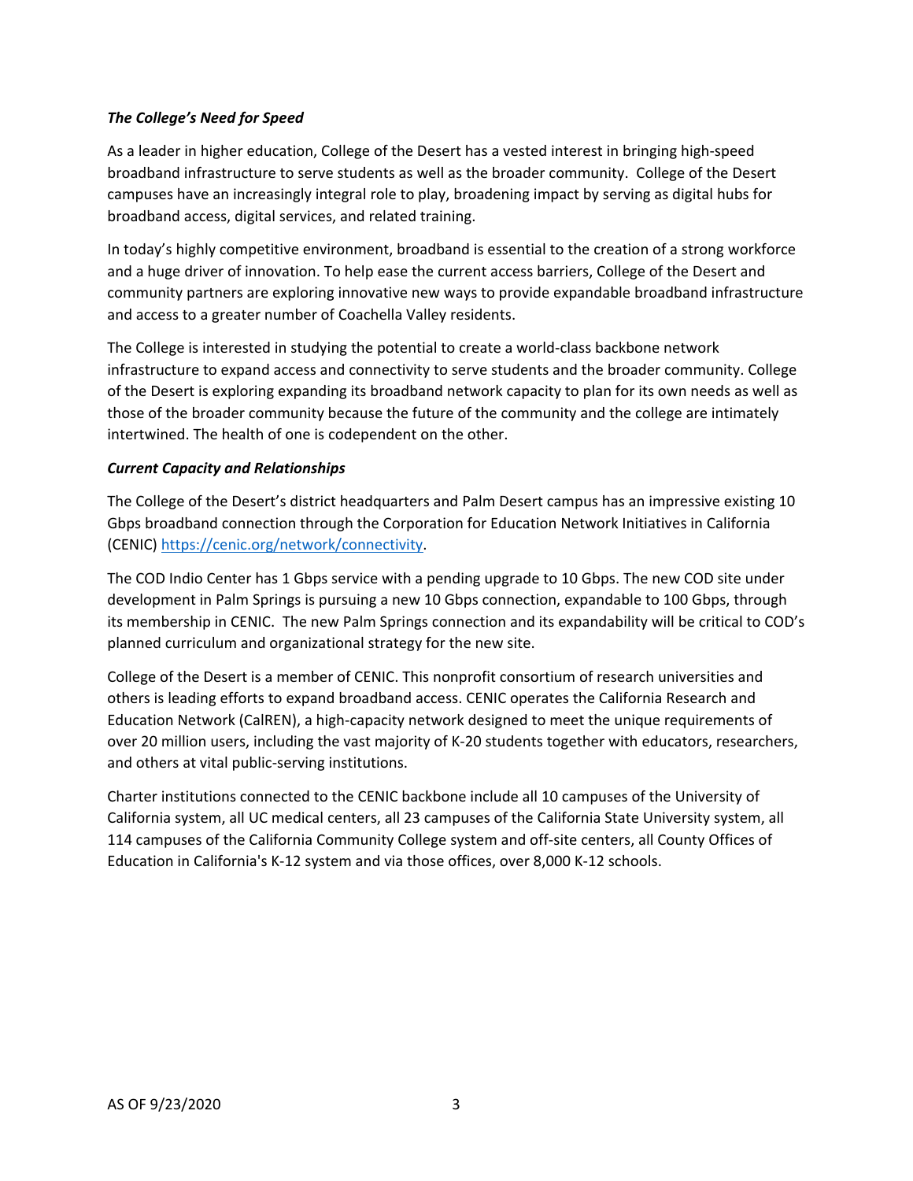***The College's Need for Speed***

As a leader in higher education, College of the Desert has a vested interest in bringing high-speed broadband infrastructure to serve students as well as the broader community. College of the Desert campuses have an increasingly integral role to play, broadening impact by serving as digital hubs for broadband access, digital services, and related training.

In today's highly competitive environment, broadband is essential to the creation of a strong workforce and a huge driver of innovation. To help ease the current access barriers, College of the Desert and community partners are exploring innovative new ways to provide expandable broadband infrastructure and access to a greater number of Coachella Valley residents.

The College is interested in studying the potential to create a world-class backbone network infrastructure to expand access and connectivity to serve students and the broader community. College of the Desert is exploring expanding its broadband network capacity to plan for its own needs as well as those of the broader community because the future of the community and the college are intimately intertwined. The health of one is codependent on the other.

***Current Capacity and Relationships***

The College of the Desert's district headquarters and Palm Desert campus has an impressive existing 10 Gbps broadband connection through the Corporation for Education Network Initiatives in California (CENIC) https://cenic.org/network/connectivity.

The COD Indio Center has 1 Gbps service with a pending upgrade to 10 Gbps. The new COD site under development in Palm Springs is pursuing a new 10 Gbps connection, expandable to 100 Gbps, through its membership in CENIC. The new Palm Springs connection and its expandability will be critical to COD's planned curriculum and organizational strategy for the new site.

College of the Desert is a member of CENIC. This nonprofit consortium of research universities and others is leading efforts to expand broadband access. CENIC operates the California Research and Education Network (CalREN), a high-capacity network designed to meet the unique requirements of over 20 million users, including the vast majority of K-20 students together with educators, researchers, and others at vital public-serving institutions.

Charter institutions connected to the CENIC backbone include all 10 campuses of the University of California system, all UC medical centers, all 23 campuses of the California State University system, all 114 campuses of the California Community College system and off-site centers, all County Offices of Education in California's K-12 system and via those offices, over 8,000 K-12 schools.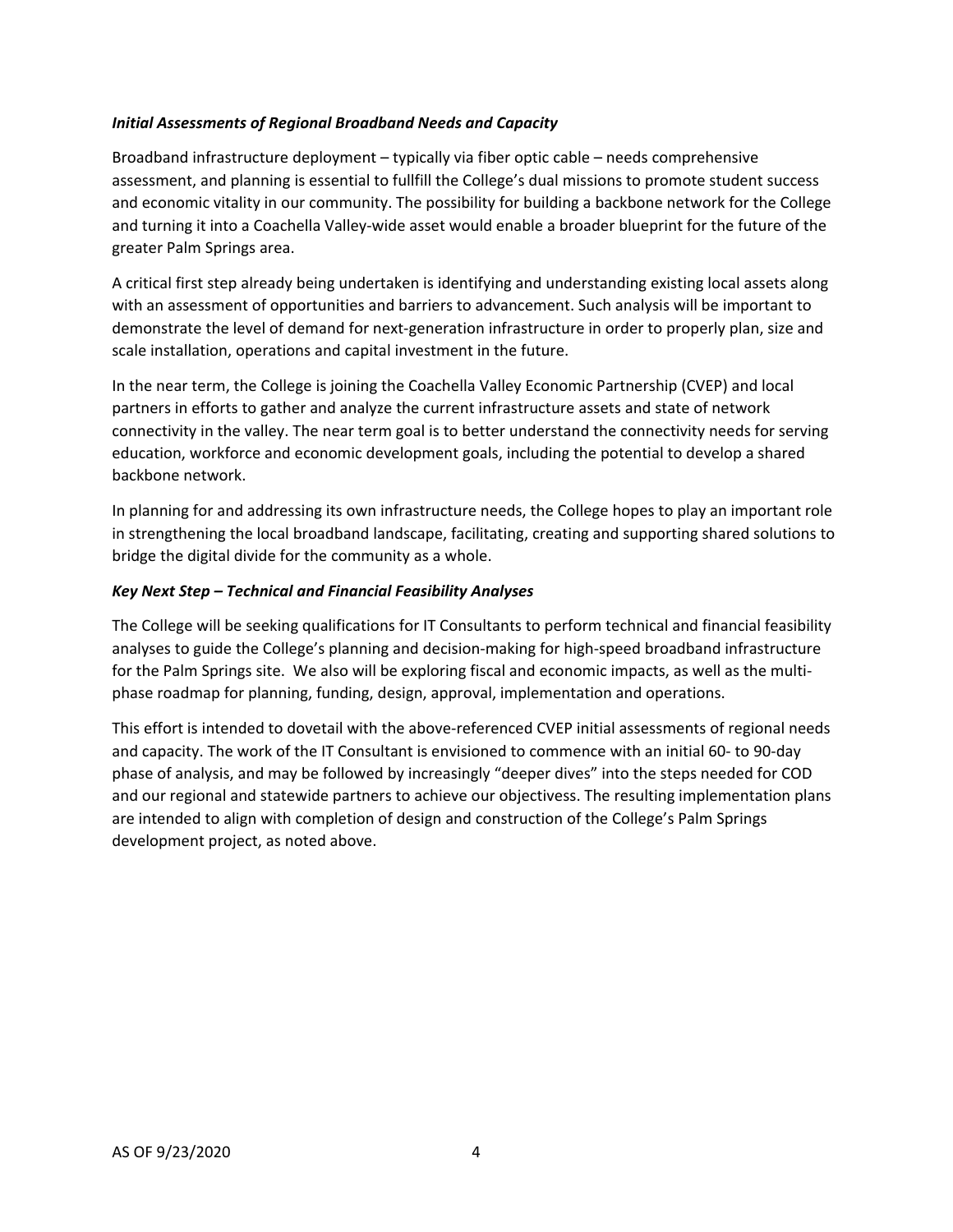### *Initial Assessments of Regional Broadband Needs and Capacity*

Broadband infrastructure deployment – typically via fiber optic cable – needs comprehensive assessment, and planning is essential to fullfill the College's dual missions to promote student success and economic vitality in our community. The possibility for building a backbone network for the College and turning it into a Coachella Valley-wide asset would enable a broader blueprint for the future of the greater Palm Springs area.

A critical first step already being undertaken is identifying and understanding existing local assets along with an assessment of opportunities and barriers to advancement. Such analysis will be important to demonstrate the level of demand for next-generation infrastructure in order to properly plan, size and scale installation, operations and capital investment in the future.

In the near term, the College is joining the Coachella Valley Economic Partnership (CVEP) and local partners in efforts to gather and analyze the current infrastructure assets and state of network connectivity in the valley. The near term goal is to better understand the connectivity needs for serving education, workforce and economic development goals, including the potential to develop a shared backbone network.

In planning for and addressing its own infrastructure needs, the College hopes to play an important role in strengthening the local broadband landscape, facilitating, creating and supporting shared solutions to bridge the digital divide for the community as a whole.

### *Key Next Step – Technical and Financial Feasibility Analyses*

The College will be seeking qualifications for IT Consultants to perform technical and financial feasibility analyses to guide the College's planning and decision-making for high-speed broadband infrastructure for the Palm Springs site. We also will be exploring fiscal and economic impacts, as well as the multi-phase roadmap for planning, funding, design, approval, implementation and operations.

This effort is intended to dovetail with the above-referenced CVEP initial assessments of regional needs and capacity. The work of the IT Consultant is envisioned to commence with an initial 60- to 90-day phase of analysis, and may be followed by increasingly "deeper dives" into the steps needed for COD and our regional and statewide partners to achieve our objectivess. The resulting implementation plans are intended to align with completion of design and construction of the College's Palm Springs development project, as noted above.